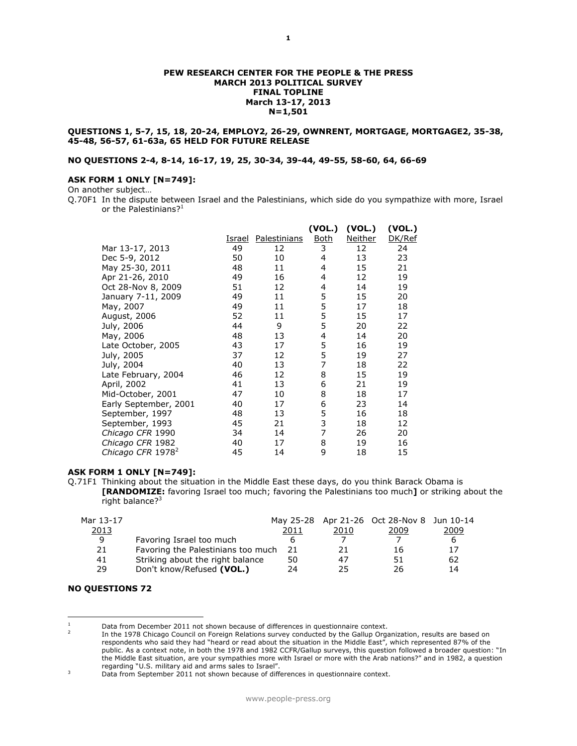**PEW RESEARCH CENTER FOR THE PEOPLE & THE PRESS**
**MARCH 2013 POLITICAL SURVEY**
**FINAL TOPLINE**
**March 13-17, 2013**
**N=1,501**

**QUESTIONS 1, 5-7, 15, 18, 20-24, EMPLOY2, 26-29, OWNRENT, MORTGAGE, MORTGAGE2, 35-38, 45-48, 56-57, 61-63a, 65 HELD FOR FUTURE RELEASE**

**NO QUESTIONS 2-4, 8-14, 16-17, 19, 25, 30-34, 39-44, 49-55, 58-60, 64, 66-69**

**ASK FORM 1 ONLY [N=749]:**

On another subject…

Q.70F1 In the dispute between Israel and the Palestinians, which side do you sympathize with more, Israel or the Palestinians?[1]

| | Israel | Palestinians | (VOL.) Both | (VOL.) Neither | (VOL.) DK/Ref |
|---|---|---|---|---|---|
| Mar 13-17, 2013 | 49 | 12 | 3 | 12 | 24 |
| Dec 5-9, 2012 | 50 | 10 | 4 | 13 | 23 |
| May 25-30, 2011 | 48 | 11 | 4 | 15 | 21 |
| Apr 21-26, 2010 | 49 | 16 | 4 | 12 | 19 |
| Oct 28-Nov 8, 2009 | 51 | 12 | 4 | 14 | 19 |
| January 7-11, 2009 | 49 | 11 | 5 | 15 | 20 |
| May, 2007 | 49 | 11 | 5 | 17 | 18 |
| August, 2006 | 52 | 11 | 5 | 15 | 17 |
| July, 2006 | 44 | 9 | 5 | 20 | 22 |
| May, 2006 | 48 | 13 | 4 | 14 | 20 |
| Late October, 2005 | 43 | 17 | 5 | 16 | 19 |
| July, 2005 | 37 | 12 | 5 | 19 | 27 |
| July, 2004 | 40 | 13 | 7 | 18 | 22 |
| Late February, 2004 | 46 | 12 | 8 | 15 | 19 |
| April, 2002 | 41 | 13 | 6 | 21 | 19 |
| Mid-October, 2001 | 47 | 10 | 8 | 18 | 17 |
| Early September, 2001 | 40 | 17 | 6 | 23 | 14 |
| September, 1997 | 48 | 13 | 5 | 16 | 18 |
| September, 1993 | 45 | 21 | 3 | 18 | 12 |
| *Chicago CFR* 1990 | 34 | 14 | 7 | 26 | 20 |
| *Chicago CFR* 1982 | 40 | 17 | 8 | 19 | 16 |
| *Chicago CFR* 1978[2] | 45 | 14 | 9 | 18 | 15 |

**ASK FORM 1 ONLY [N=749]:**

Q.71F1 Thinking about the situation in the Middle East these days, do you think Barack Obama is **[RANDOMIZE:** favoring Israel too much; favoring the Palestinians too much**]** or striking about the right balance?[3]

| Mar 13-17 2013 | | May 25-28 2011 | Apr 21-26 2010 | Oct 28-Nov 8 2009 | Jun 10-14 2009 |
|---|---|---|---|---|---|
| 9 | Favoring Israel too much | 6 | 7 | 7 | 6 |
| 21 | Favoring the Palestinians too much | 21 | 21 | 16 | 17 |
| 41 | Striking about the right balance | 50 | 47 | 51 | 62 |
| 29 | Don't know/Refused **(VOL.)** | 24 | 25 | 26 | 14 |

**NO QUESTIONS 72**

---

[1] Data from December 2011 not shown because of differences in questionnaire context.

[2] In the 1978 Chicago Council on Foreign Relations survey conducted by the Gallup Organization, results are based on respondents who said they had "heard or read about the situation in the Middle East", which represented 87% of the public. As a context note, in both the 1978 and 1982 CCFR/Gallup surveys, this question followed a broader question: "In the Middle East situation, are your sympathies more with Israel or more with the Arab nations?" and in 1982, a question regarding "U.S. military aid and arms sales to Israel".

[3] Data from September 2011 not shown because of differences in questionnaire context.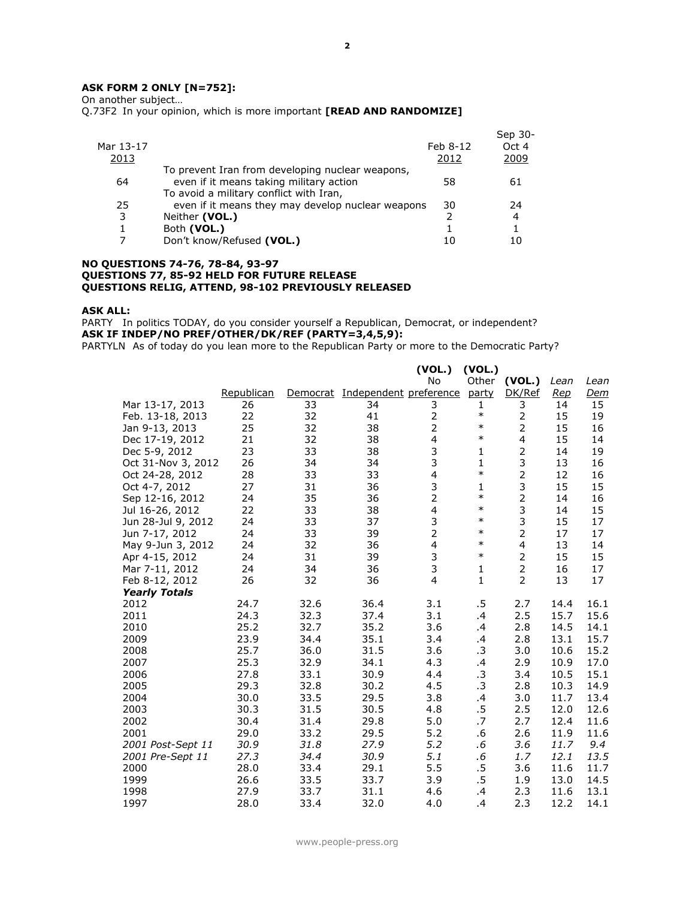**ASK FORM 2 ONLY [N=752]:**

On another subject…

Q.73F2 In your opinion, which is more important **[READ AND RANDOMIZE]**

| Mar 13-17 2013 | | Feb 8-12 2012 | Sep 30-Oct 4 2009 |
|---|---|---|---|
| 64 | To prevent Iran from developing nuclear weapons, even if it means taking military action | 58 | 61 |
| 25 | To avoid a military conflict with Iran, even if it means they may develop nuclear weapons | 30 | 24 |
| 3 | Neither **(VOL.)** | 2 | 4 |
| 1 | Both **(VOL.)** | 1 | 1 |
| 7 | Don't know/Refused **(VOL.)** | 10 | 10 |

**NO QUESTIONS 74-76, 78-84, 93-97**
**QUESTIONS 77, 85-92 HELD FOR FUTURE RELEASE**
**QUESTIONS RELIG, ATTEND, 98-102 PREVIOUSLY RELEASED**

**ASK ALL:**

PARTY In politics TODAY, do you consider yourself a Republican, Democrat, or independent?

**ASK IF INDEP/NO PREF/OTHER/DK/REF (PARTY=3,4,5,9):**

PARTYLN As of today do you lean more to the Republican Party or more to the Democratic Party?

| | Republican | Democrat | Independent | (VOL.) No preference | (VOL.) Other party | (VOL.) DK/Ref | *Lean Rep* | *Lean Dem* |
|---|---|---|---|---|---|---|---|---|
| Mar 13-17, 2013 | 26 | 33 | 34 | 3 | 1 | 3 | 14 | 15 |
| Feb. 13-18, 2013 | 22 | 32 | 41 | 2 | * | 2 | 15 | 19 |
| Jan 9-13, 2013 | 25 | 32 | 38 | 2 | * | 2 | 15 | 16 |
| Dec 17-19, 2012 | 21 | 32 | 38 | 4 | * | 4 | 15 | 14 |
| Dec 5-9, 2012 | 23 | 33 | 38 | 3 | 1 | 2 | 14 | 19 |
| Oct 31-Nov 3, 2012 | 26 | 34 | 34 | 3 | 1 | 3 | 13 | 16 |
| Oct 24-28, 2012 | 28 | 33 | 33 | 4 | * | 2 | 12 | 16 |
| Oct 4-7, 2012 | 27 | 31 | 36 | 3 | 1 | 3 | 15 | 15 |
| Sep 12-16, 2012 | 24 | 35 | 36 | 2 | * | 2 | 14 | 16 |
| Jul 16-26, 2012 | 22 | 33 | 38 | 4 | * | 3 | 14 | 15 |
| Jun 28-Jul 9, 2012 | 24 | 33 | 37 | 3 | * | 3 | 15 | 17 |
| Jun 7-17, 2012 | 24 | 33 | 39 | 2 | * | 2 | 17 | 17 |
| May 9-Jun 3, 2012 | 24 | 32 | 36 | 4 | * | 4 | 13 | 14 |
| Apr 4-15, 2012 | 24 | 31 | 39 | 3 | * | 2 | 15 | 15 |
| Mar 7-11, 2012 | 24 | 34 | 36 | 3 | 1 | 2 | 16 | 17 |
| Feb 8-12, 2012 | 26 | 32 | 36 | 4 | 1 | 2 | 13 | 17 |
| ***Yearly Totals*** | | | | | | | | |
| 2012 | 24.7 | 32.6 | 36.4 | 3.1 | .5 | 2.7 | 14.4 | 16.1 |
| 2011 | 24.3 | 32.3 | 37.4 | 3.1 | .4 | 2.5 | 15.7 | 15.6 |
| 2010 | 25.2 | 32.7 | 35.2 | 3.6 | .4 | 2.8 | 14.5 | 14.1 |
| 2009 | 23.9 | 34.4 | 35.1 | 3.4 | .4 | 2.8 | 13.1 | 15.7 |
| 2008 | 25.7 | 36.0 | 31.5 | 3.6 | .3 | 3.0 | 10.6 | 15.2 |
| 2007 | 25.3 | 32.9 | 34.1 | 4.3 | .4 | 2.9 | 10.9 | 17.0 |
| 2006 | 27.8 | 33.1 | 30.9 | 4.4 | .3 | 3.4 | 10.5 | 15.1 |
| 2005 | 29.3 | 32.8 | 30.2 | 4.5 | .3 | 2.8 | 10.3 | 14.9 |
| 2004 | 30.0 | 33.5 | 29.5 | 3.8 | .4 | 3.0 | 11.7 | 13.4 |
| 2003 | 30.3 | 31.5 | 30.5 | 4.8 | .5 | 2.5 | 12.0 | 12.6 |
| 2002 | 30.4 | 31.4 | 29.8 | 5.0 | .7 | 2.7 | 12.4 | 11.6 |
| 2001 | 29.0 | 33.2 | 29.5 | 5.2 | .6 | 2.6 | 11.9 | 11.6 |
| *2001 Post-Sept 11* | *30.9* | *31.8* | *27.9* | *5.2* | *.6* | *3.6* | *11.7* | *9.4* |
| *2001 Pre-Sept 11* | *27.3* | *34.4* | *30.9* | *5.1* | *.6* | *1.7* | *12.1* | *13.5* |
| 2000 | 28.0 | 33.4 | 29.1 | 5.5 | .5 | 3.6 | 11.6 | 11.7 |
| 1999 | 26.6 | 33.5 | 33.7 | 3.9 | .5 | 1.9 | 13.0 | 14.5 |
| 1998 | 27.9 | 33.7 | 31.1 | 4.6 | .4 | 2.3 | 11.6 | 13.1 |
| 1997 | 28.0 | 33.4 | 32.0 | 4.0 | .4 | 2.3 | 12.2 | 14.1 |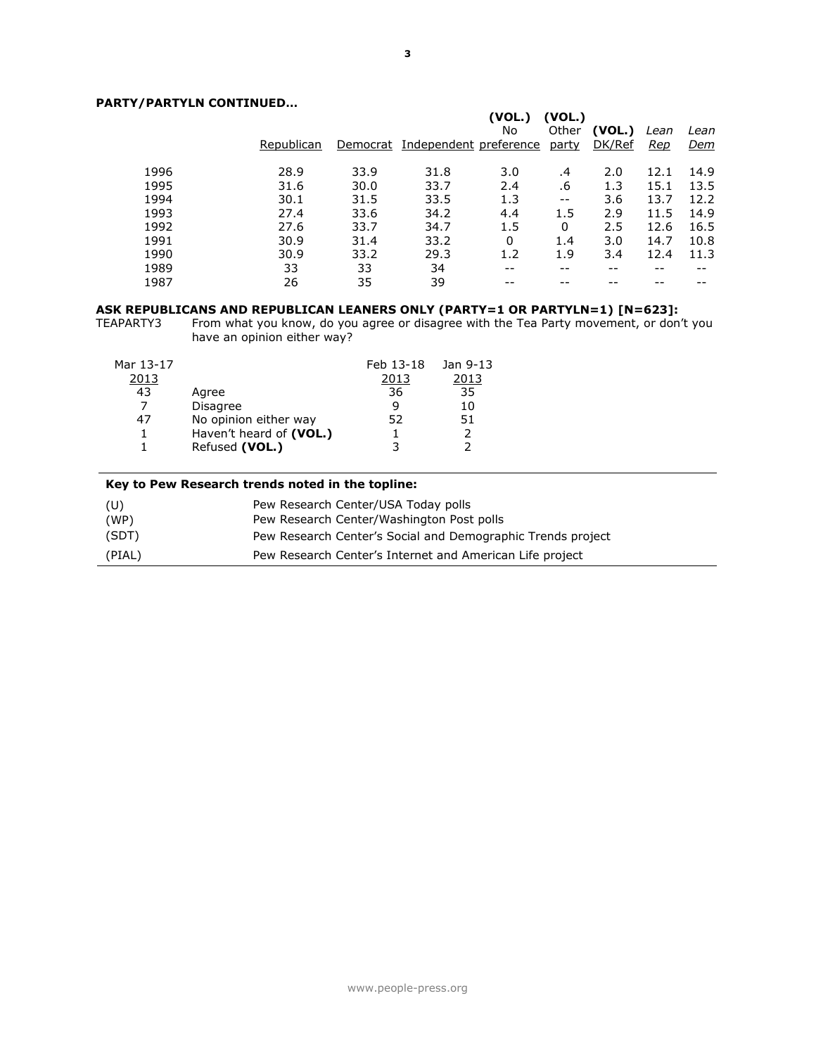**PARTY/PARTYLN CONTINUED…**

| | Republican | Democrat | Independent | (VOL.) No preference | (VOL.) Other party | (VOL.) DK/Ref | *Lean Rep* | *Lean Dem* |
|---|---|---|---|---|---|---|---|---|
| 1996 | 28.9 | 33.9 | 31.8 | 3.0 | .4 | 2.0 | 12.1 | 14.9 |
| 1995 | 31.6 | 30.0 | 33.7 | 2.4 | .6 | 1.3 | 15.1 | 13.5 |
| 1994 | 30.1 | 31.5 | 33.5 | 1.3 | -- | 3.6 | 13.7 | 12.2 |
| 1993 | 27.4 | 33.6 | 34.2 | 4.4 | 1.5 | 2.9 | 11.5 | 14.9 |
| 1992 | 27.6 | 33.7 | 34.7 | 1.5 | 0 | 2.5 | 12.6 | 16.5 |
| 1991 | 30.9 | 31.4 | 33.2 | 0 | 1.4 | 3.0 | 14.7 | 10.8 |
| 1990 | 30.9 | 33.2 | 29.3 | 1.2 | 1.9 | 3.4 | 12.4 | 11.3 |
| 1989 | 33 | 33 | 34 | -- | -- | -- | -- | -- |
| 1987 | 26 | 35 | 39 | -- | -- | -- | -- | -- |

**ASK REPUBLICANS AND REPUBLICAN LEANERS ONLY (PARTY=1 OR PARTYLN=1) [N=623]:**

TEAPARTY3 From what you know, do you agree or disagree with the Tea Party movement, or don't you have an opinion either way?

| Mar 13-17 2013 | | Feb 13-18 2013 | Jan 9-13 2013 |
|---|---|---|---|
| 43 | Agree | 36 | 35 |
| 7 | Disagree | 9 | 10 |
| 47 | No opinion either way | 52 | 51 |
| 1 | Haven't heard of **(VOL.)** | 1 | 2 |
| 1 | Refused **(VOL.)** | 3 | 2 |

**Key to Pew Research trends noted in the topline:**

| | |
|---|---|
| (U) | Pew Research Center/USA Today polls |
| (WP) | Pew Research Center/Washington Post polls |
| (SDT) | Pew Research Center's Social and Demographic Trends project |
| (PIAL) | Pew Research Center's Internet and American Life project |